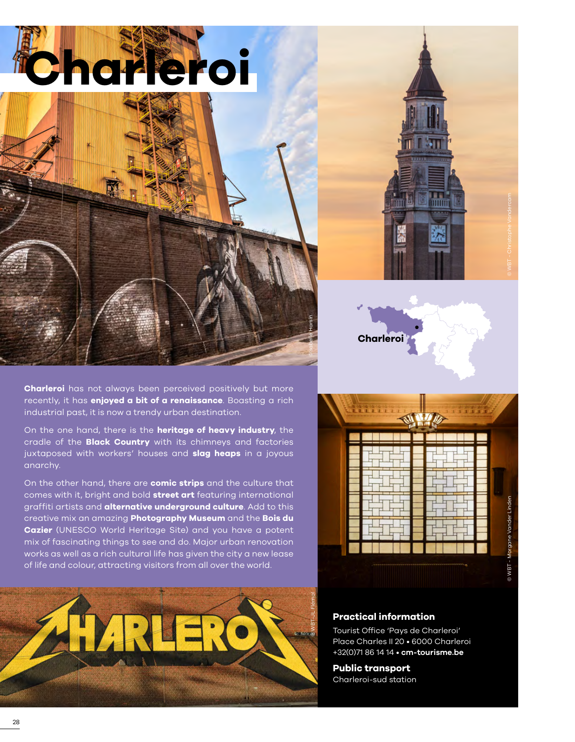# Charleroi

**Charleroi** has not always been perceived positively but more recently, it has **enjoyed a bit of a renaissance**. Boasting a rich industrial past, it is now a trendy urban destination.

On the one hand, there is the **heritage of heavy industry**, the cradle of the **Black Country** with its chimneys and factories juxtaposed with workers' houses and **slag heaps** in a joyous anarchy.

On the other hand, there are **comic strips** and the culture that comes with it, bright and bold **street art** featuring international graffiti artists and **alternative underground culture**. Add to this creative mix an amazing **Photography Museum** and the **Bois du Cazier** (UNESCO World Heritage Site) and you have a potent mix of fascinating things to see and do. Major urban renovation works as well as a rich cultural life has given the city a new lease of life and colour, attracting visitors from all over the world.

### Practical information

Tourist Office 'Pays de Charleroi'
Place Charles II 20 • 6000 Charleroi
+32(0)71 86 14 14 • **cm-tourisme.be**

### Public transport

Charleroi-sud station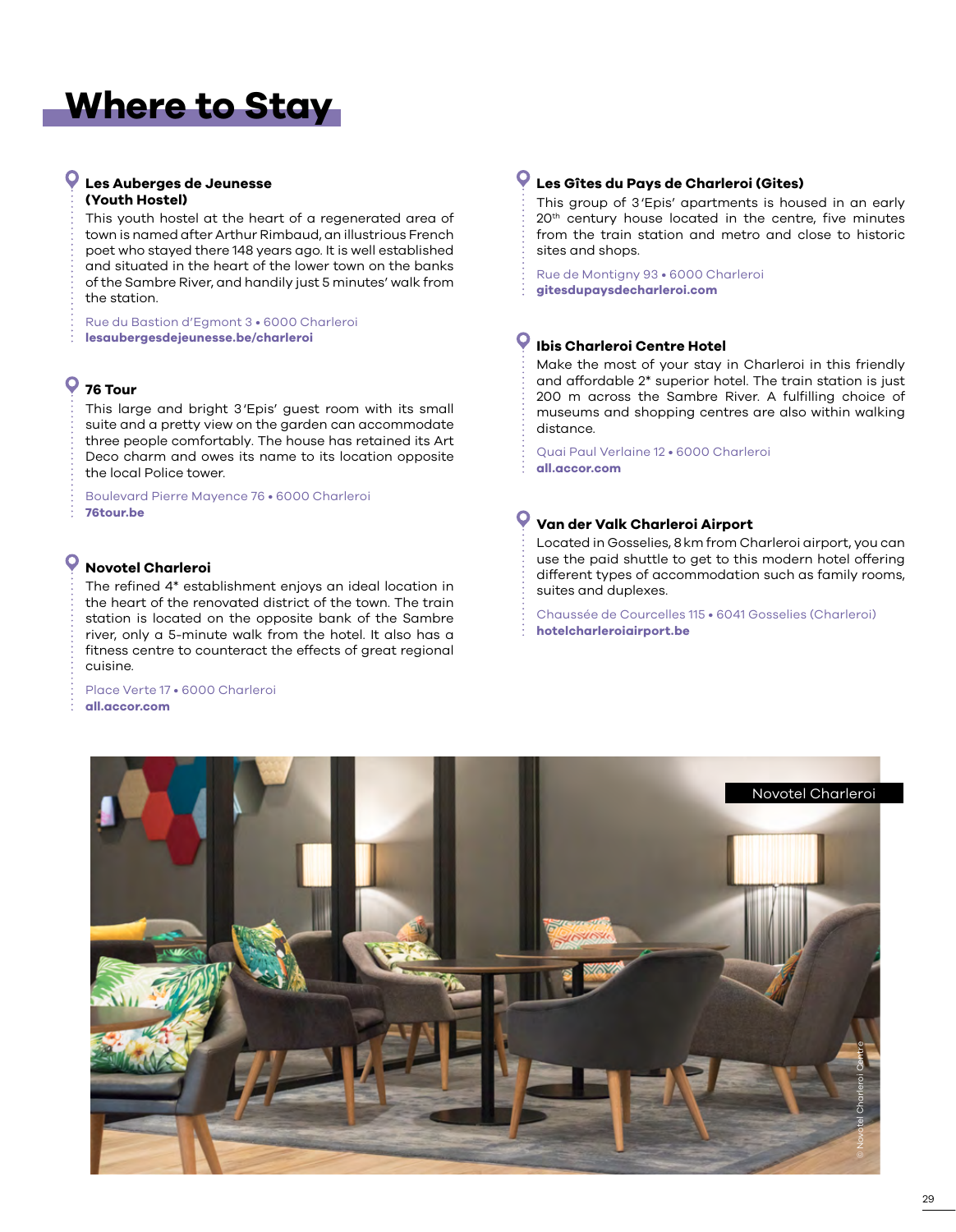# Where to Stay

### Les Auberges de Jeunesse (Youth Hostel)

This youth hostel at the heart of a regenerated area of town is named after Arthur Rimbaud, an illustrious French poet who stayed there 148 years ago. It is well established and situated in the heart of the lower town on the banks of the Sambre River, and handily just 5 minutes' walk from the station.

Rue du Bastion d'Egmont 3 • 6000 Charleroi
**lesaubergesdejeunesse.be/charleroi**

### 76 Tour

This large and bright 3 'Epis' guest room with its small suite and a pretty view on the garden can accommodate three people comfortably. The house has retained its Art Deco charm and owes its name to its location opposite the local Police tower.

Boulevard Pierre Mayence 76 • 6000 Charleroi
**76tour.be**

### Novotel Charleroi

The refined 4* establishment enjoys an ideal location in the heart of the renovated district of the town. The train station is located on the opposite bank of the Sambre river, only a 5-minute walk from the hotel. It also has a fitness centre to counteract the effects of great regional cuisine.

Place Verte 17 • 6000 Charleroi
**all.accor.com**

### Les Gîtes du Pays de Charleroi (Gites)

This group of 3 'Epis' apartments is housed in an early 20th century house located in the centre, five minutes from the train station and metro and close to historic sites and shops.

Rue de Montigny 93 • 6000 Charleroi
**gitesdupaysdecharleroi.com**

### Ibis Charleroi Centre Hotel

Make the most of your stay in Charleroi in this friendly and affordable 2* superior hotel. The train station is just 200 m across the Sambre River. A fulfilling choice of museums and shopping centres are also within walking distance.

Quai Paul Verlaine 12 • 6000 Charleroi
**all.accor.com**

### Van der Valk Charleroi Airport

Located in Gosselies, 8 km from Charleroi airport, you can use the paid shuttle to get to this modern hotel offering different types of accommodation such as family rooms, suites and duplexes.

Chaussée de Courcelles 115 • 6041 Gosselies (Charleroi)
**hotelcharleroiairport.be**

Novotel Charleroi

© Novotel Charleroi Centre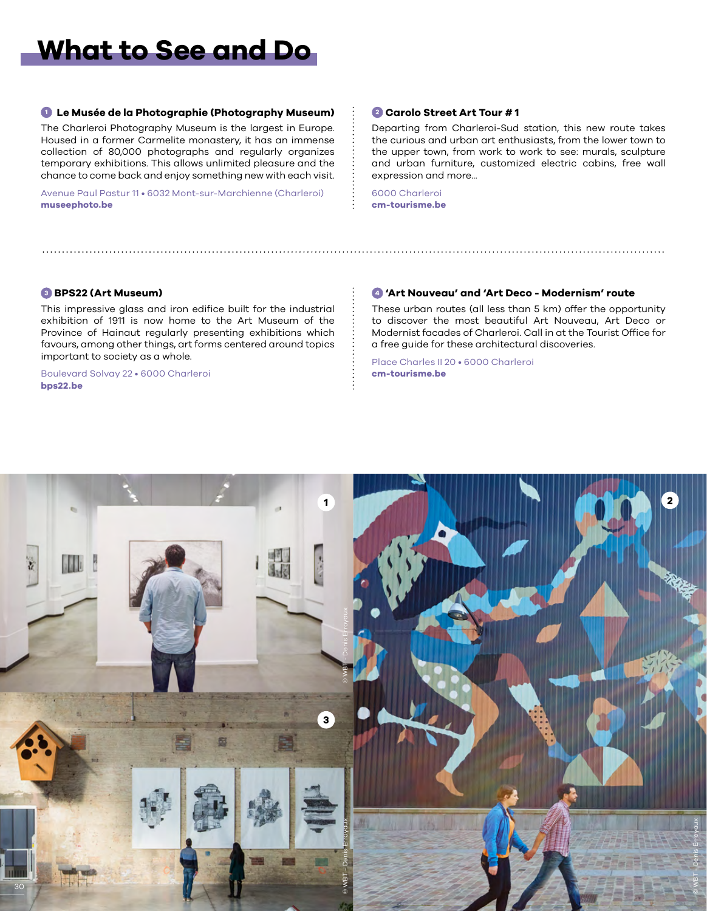# What to See and Do

### 1 Le Musée de la Photographie (Photography Museum)

The Charleroi Photography Museum is the largest in Europe. Housed in a former Carmelite monastery, it has an immense collection of 80,000 photographs and regularly organizes temporary exhibitions. This allows unlimited pleasure and the chance to come back and enjoy something new with each visit.

Avenue Paul Pastur 11 • 6032 Mont-sur-Marchienne (Charleroi)
**museephoto.be**

### 2 Carolo Street Art Tour # 1

Departing from Charleroi-Sud station, this new route takes the curious and urban art enthusiasts, from the lower town to the upper town, from work to work to see: murals, sculpture and urban furniture, customized electric cabins, free wall expression and more...

6000 Charleroi
**cm-tourisme.be**

### 3 BPS22 (Art Museum)

This impressive glass and iron edifice built for the industrial exhibition of 1911 is now home to the Art Museum of the Province of Hainaut regularly presenting exhibitions which favours, among other things, art forms centered around topics important to society as a whole.

Boulevard Solvay 22 • 6000 Charleroi
**bps22.be**

### 4 'Art Nouveau' and 'Art Deco - Modernism' route

These urban routes (all less than 5 km) offer the opportunity to discover the most beautiful Art Nouveau, Art Deco or Modernist facades of Charleroi. Call in at the Tourist Office for a free guide for these architectural discoveries.

Place Charles II 20 • 6000 Charleroi
**cm-tourisme.be**

© WBT - Denis Erroyaux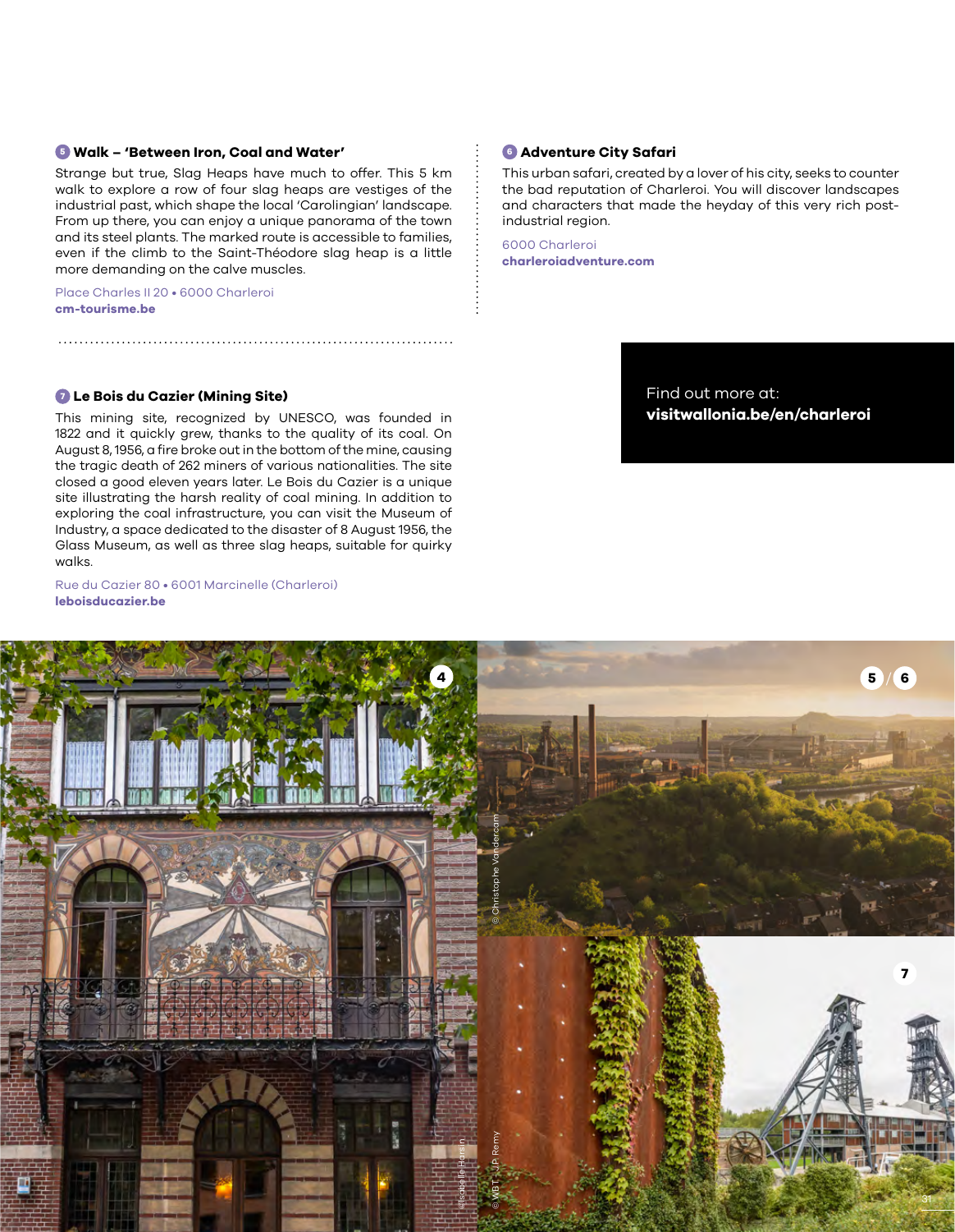### 5 Walk – 'Between Iron, Coal and Water'

Strange but true, Slag Heaps have much to offer. This 5 km walk to explore a row of four slag heaps are vestiges of the industrial past, which shape the local 'Carolingian' landscape. From up there, you can enjoy a unique panorama of the town and its steel plants. The marked route is accessible to families, even if the climb to the Saint-Théodore slag heap is a little more demanding on the calve muscles.

Place Charles II 20 • 6000 Charleroi
**cm-tourisme.be**

### 6 Adventure City Safari

This urban safari, created by a lover of his city, seeks to counter the bad reputation of Charleroi. You will discover landscapes and characters that made the heyday of this very rich post-industrial region.

6000 Charleroi
**charleroiadventure.com**

### 7 Le Bois du Cazier (Mining Site)

This mining site, recognized by UNESCO, was founded in 1822 and it quickly grew, thanks to the quality of its coal. On August 8, 1956, a fire broke out in the bottom of the mine, causing the tragic death of 262 miners of various nationalities. The site closed a good eleven years later. Le Bois du Cazier is a unique site illustrating the harsh reality of coal mining. In addition to exploring the coal infrastructure, you can visit the Museum of Industry, a space dedicated to the disaster of 8 August 1956, the Glass Museum, as well as three slag heaps, suitable for quirky walks.

Rue du Cazier 80 • 6001 Marcinelle (Charleroi)
**leboisducazier.be**

Find out more at:
**visitwallonia.be/en/charleroi**

4

5 / 6

7

© Isabelle Harsin

© Christophe Vandercam

© WBT - J.P. Remy